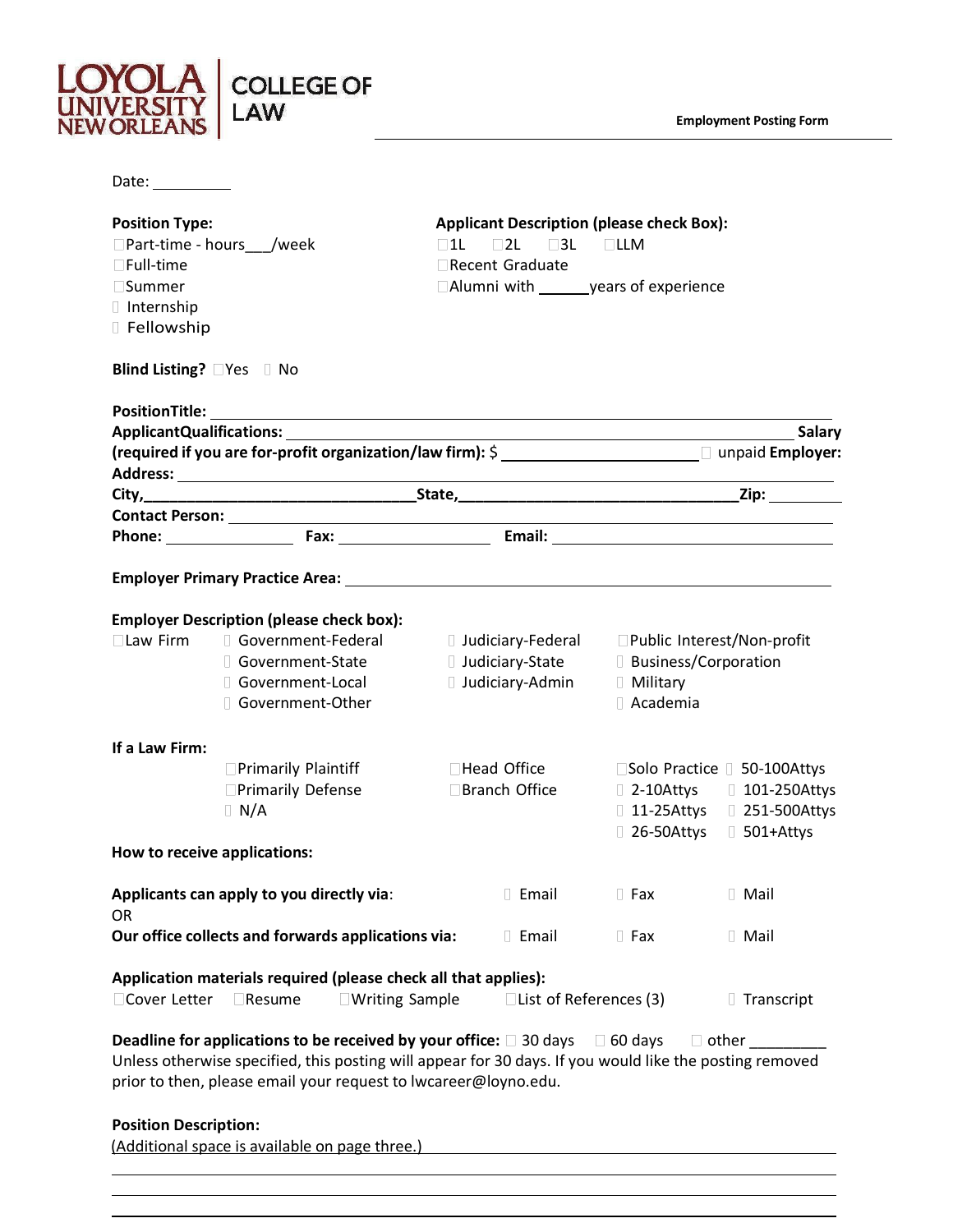LOYOLA UNIVERSITY NEW ORLEANS | COLLEGE OF LAW

**Employment Posting Form**

Date: __________

**Position Type:**
- ☐ Part-time - hours___/week
- ☐ Full-time
- ☐ Summer
- ☐ Internship
- ☐ Fellowship

**Applicant Description (please check Box):**
- ☐ 1L ☐ 2L ☐ 3L ☐ LLM
- ☐ Recent Graduate
- ☐ Alumni with ______years of experience

**Blind Listing?** ☐ Yes ☐ No

**PositionTitle:** ____________________________________________

**ApplicantQualifications:** ____________________________________________ **Salary (required if you are for-profit organization/law firm):** $ ______________________ ☐ unpaid **Employer:**

**Address:** ____________________________________________

**City,**________________________________**State,**________________________________**Zip:** _________

**Contact Person:** ____________________________________________

**Phone:** _______________ **Fax:** __________________ **Email:** ______________________________

**Employer Primary Practice Area:** ____________________________________________

**Employer Description (please check box):**
- ☐ Law Firm
- ☐ Government-Federal
- ☐ Government-State
- ☐ Government-Local
- ☐ Government-Other
- ☐ Judiciary-Federal
- ☐ Judiciary-State
- ☐ Judiciary-Admin
- ☐ Public Interest/Non-profit
- ☐ Business/Corporation
- ☐ Military
- ☐ Academia

**If a Law Firm:**
- ☐ Primarily Plaintiff
- ☐ Primarily Defense
- ☐ N/A
- ☐ Head Office
- ☐ Branch Office
- ☐ Solo Practice
- ☐ 2-10Attys
- ☐ 11-25Attys
- ☐ 26-50Attys
- ☐ 50-100Attys
- ☐ 101-250Attys
- ☐ 251-500Attys
- ☐ 501+Attys

**How to receive applications:**

**Applicants can apply to you directly via**: ☐ Email ☐ Fax ☐ Mail

OR

**Our office collects and forwards applications via:** ☐ Email ☐ Fax ☐ Mail

**Application materials required (please check all that applies):**
☐ Cover Letter ☐ Resume ☐ Writing Sample ☐ List of References (3) ☐ Transcript

**Deadline for applications to be received by your office:** ☐ 30 days ☐ 60 days ☐ other _________

Unless otherwise specified, this posting will appear for 30 days. If you would like the posting removed prior to then, please email your request to lwcareer@loyno.edu.

**Position Description:**

(Additional space is available on page three.)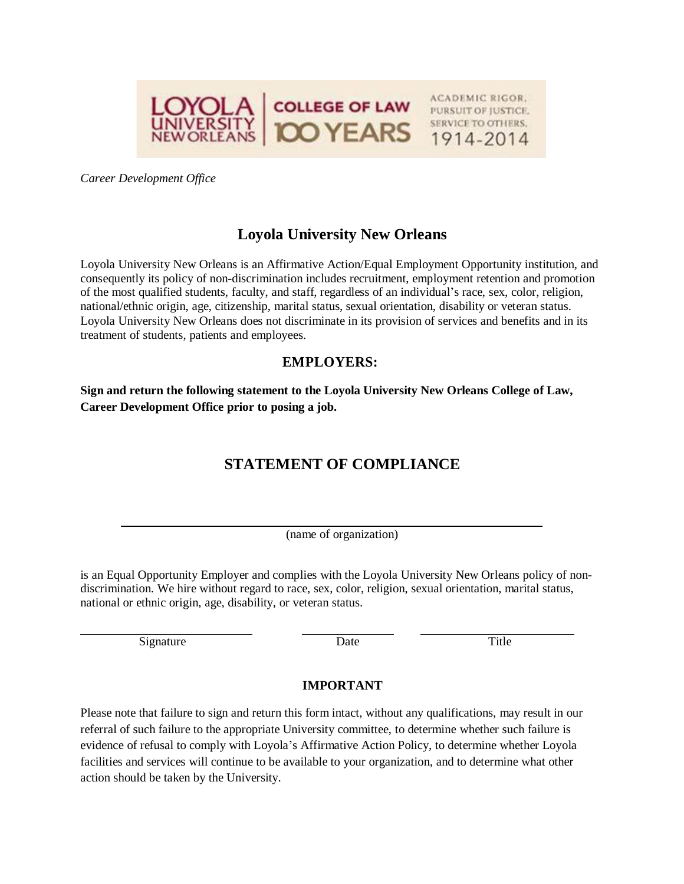*Career Development Office*

## Loyola University New Orleans

Loyola University New Orleans is an Affirmative Action/Equal Employment Opportunity institution, and consequently its policy of non-discrimination includes recruitment, employment retention and promotion of the most qualified students, faculty, and staff, regardless of an individual's race, sex, color, religion, national/ethnic origin, age, citizenship, marital status, sexual orientation, disability or veteran status. Loyola University New Orleans does not discriminate in its provision of services and benefits and in its treatment of students, patients and employees.

### EMPLOYERS:

**Sign and return the following statement to the Loyola University New Orleans College of Law, Career Development Office prior to posing a job.**

## STATEMENT OF COMPLIANCE

\_\_\_\_\_\_\_\_\_\_\_\_\_\_\_\_\_\_\_\_\_\_\_\_\_\_\_\_\_\_\_\_\_\_\_\_\_\_\_\_\_\_\_\_

(name of organization)

is an Equal Opportunity Employer and complies with the Loyola University New Orleans policy of non-discrimination. We hire without regard to race, sex, color, religion, sexual orientation, marital status, national or ethnic origin, age, disability, or veteran status.

| \_\_\_\_\_\_\_\_\_\_\_\_\_\_\_\_\_\_\_\_ | \_\_\_\_\_\_\_\_\_\_\_\_ | \_\_\_\_\_\_\_\_\_\_\_\_\_\_\_\_\_\_\_\_ |
|---|---|---|
| Signature | Date | Title |

**IMPORTANT**

Please note that failure to sign and return this form intact, without any qualifications, may result in our referral of such failure to the appropriate University committee, to determine whether such failure is evidence of refusal to comply with Loyola's Affirmative Action Policy, to determine whether Loyola facilities and services will continue to be available to your organization, and to determine what other action should be taken by the University.